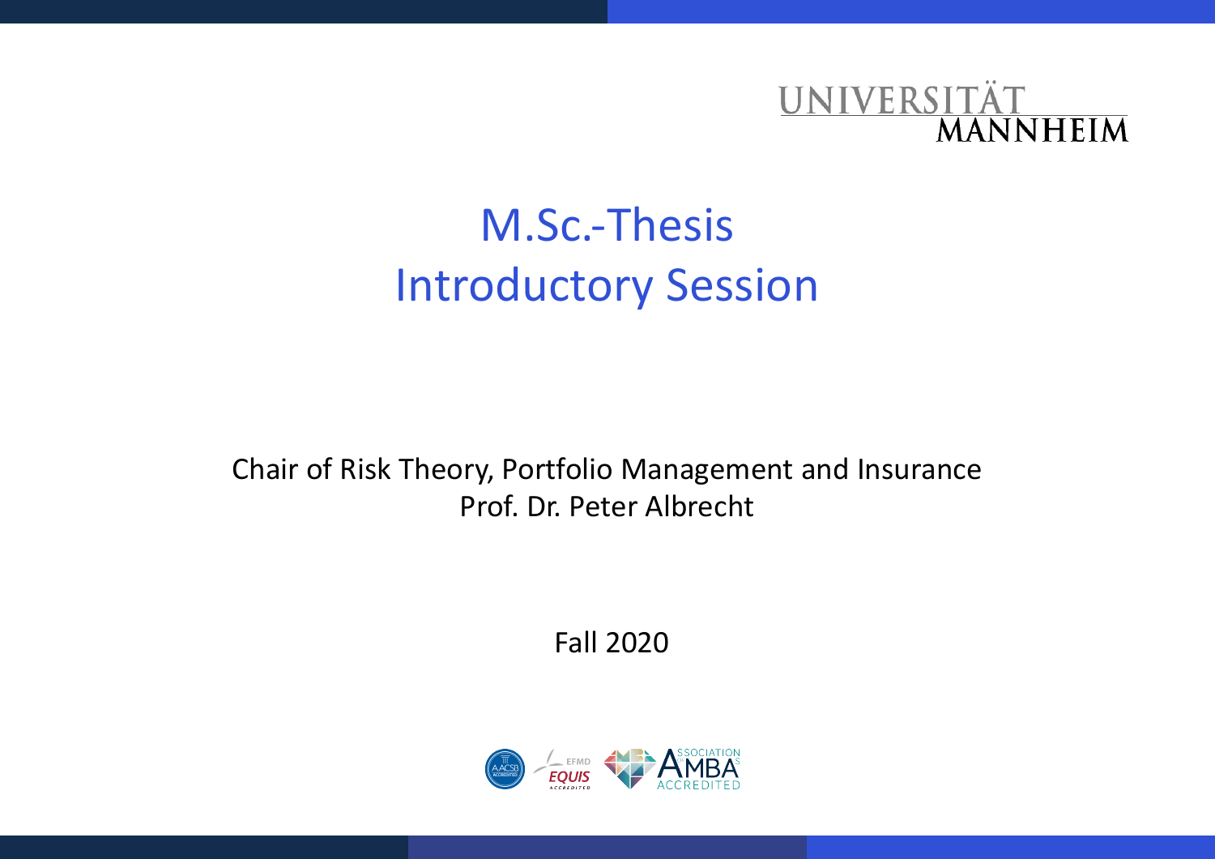UNIVERSITÄT MANNHEIM

# M.Sc.-Thesis
# Introductory Session

Chair of Risk Theory, Portfolio Management and Insurance
Prof. Dr. Peter Albrecht

Fall 2020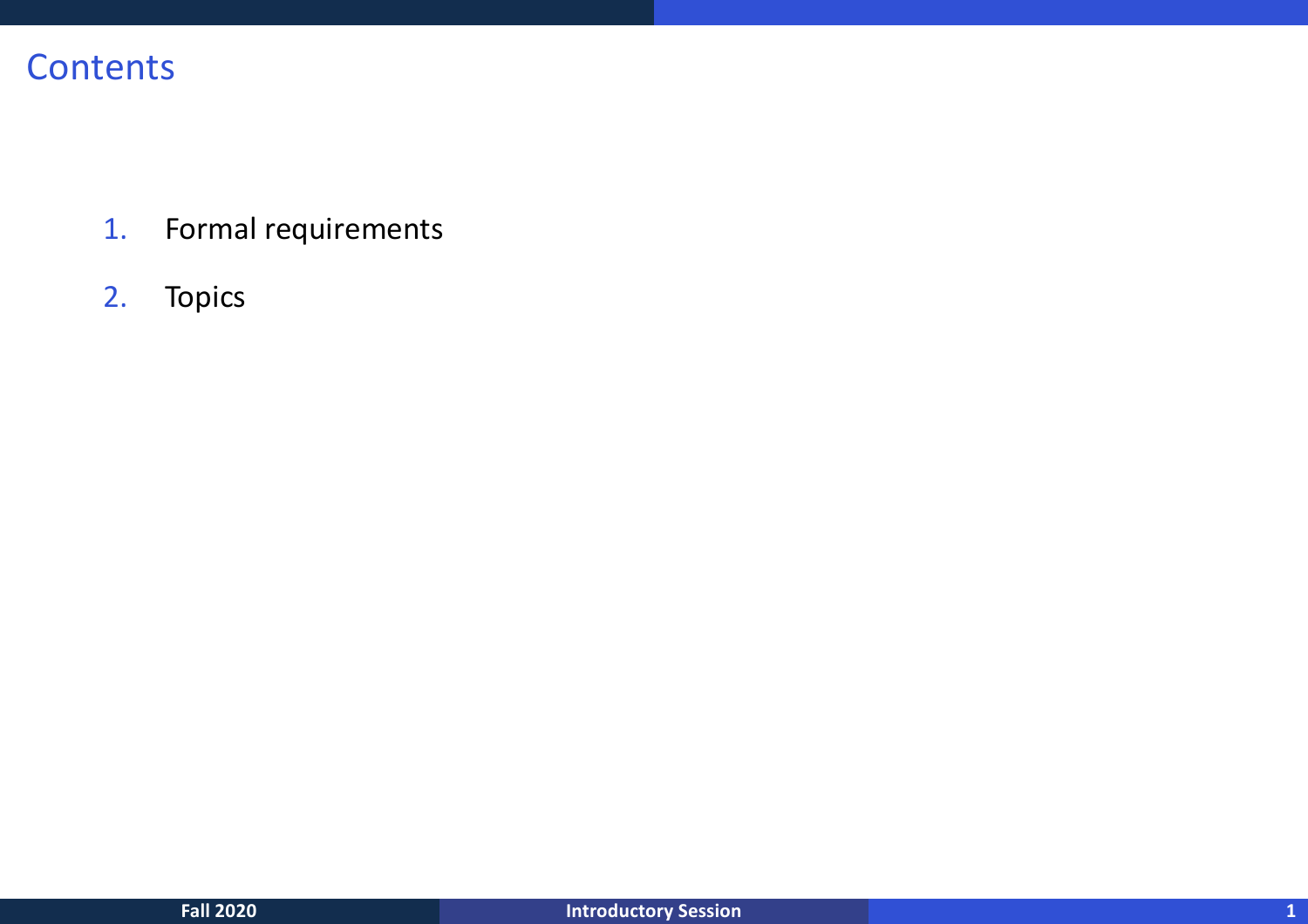# Contents

1. Formal requirements
2. Topics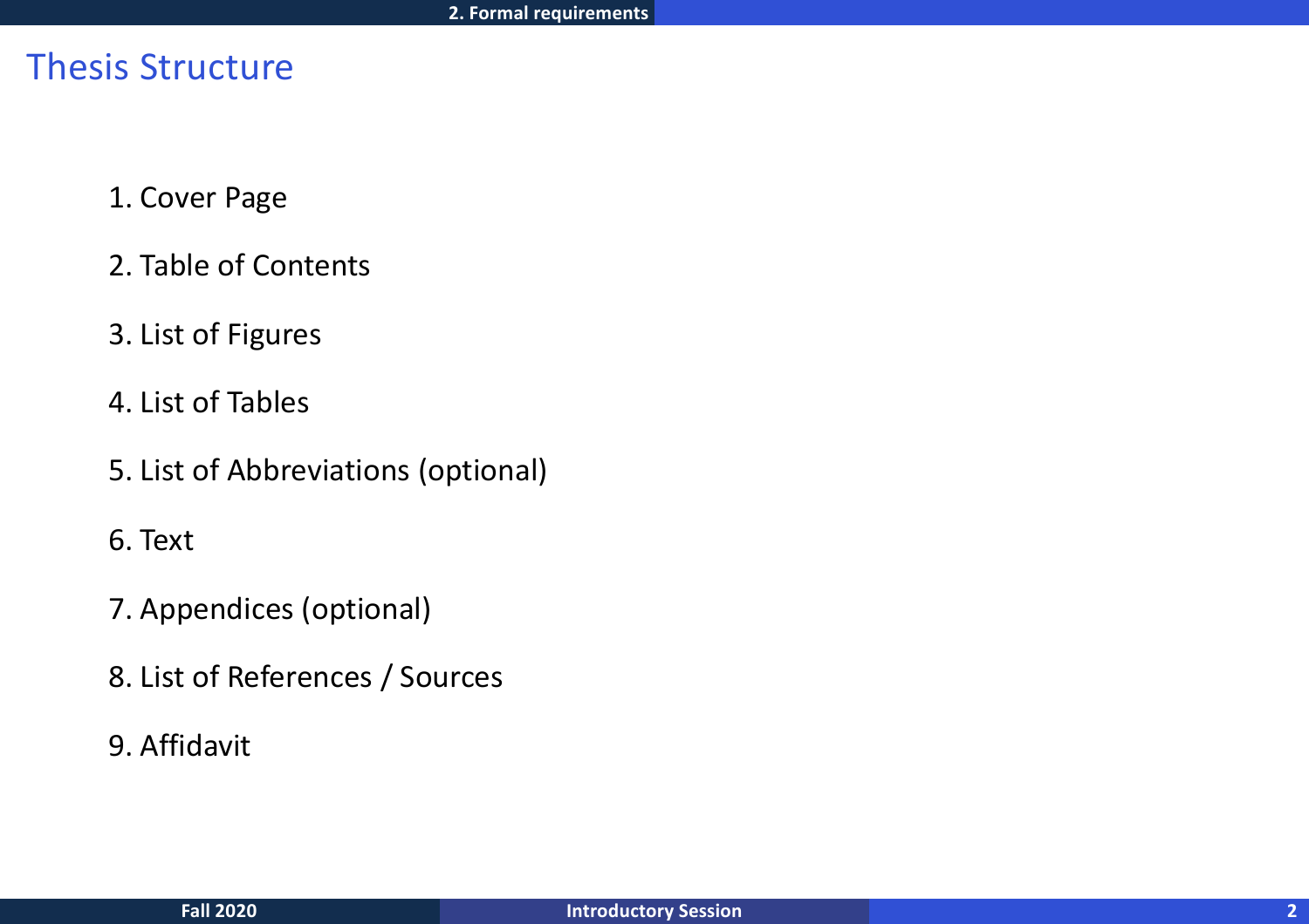# Thesis Structure

1. Cover Page
2. Table of Contents
3. List of Figures
4. List of Tables
5. List of Abbreviations (optional)
6. Text
7. Appendices (optional)
8. List of References / Sources
9. Affidavit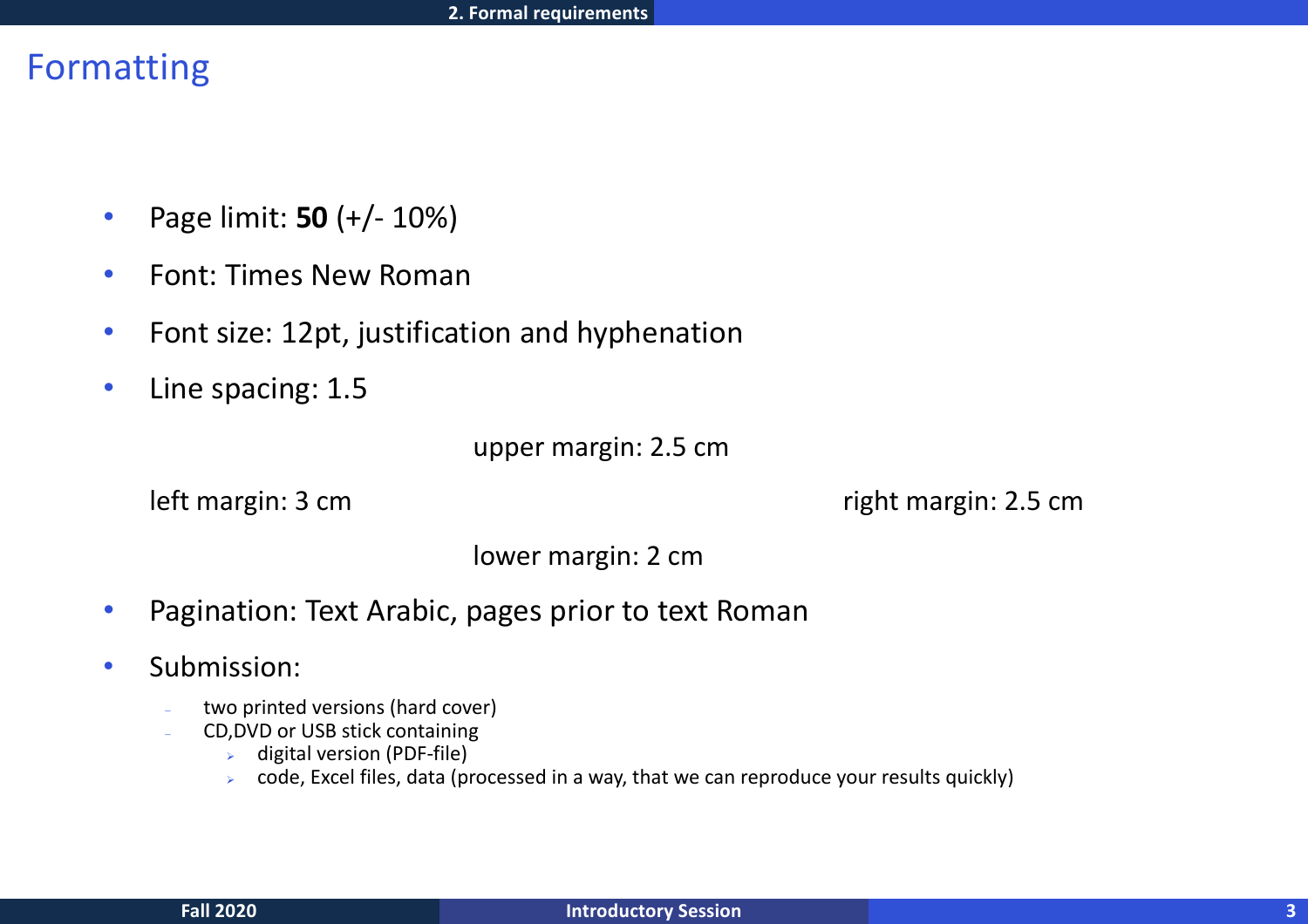# Formatting

- Page limit: **50** (+/- 10%)
- Font: Times New Roman
- Font size: 12pt, justification and hyphenation
- Line spacing: 1.5

upper margin: 2.5 cm

left margin: 3 cm

right margin: 2.5 cm

lower margin: 2 cm

- Pagination: Text Arabic, pages prior to text Roman
- Submission:
  - two printed versions (hard cover)
  - CD,DVD or USB stick containing
    - digital version (PDF-file)
    - code, Excel files, data (processed in a way, that we can reproduce your results quickly)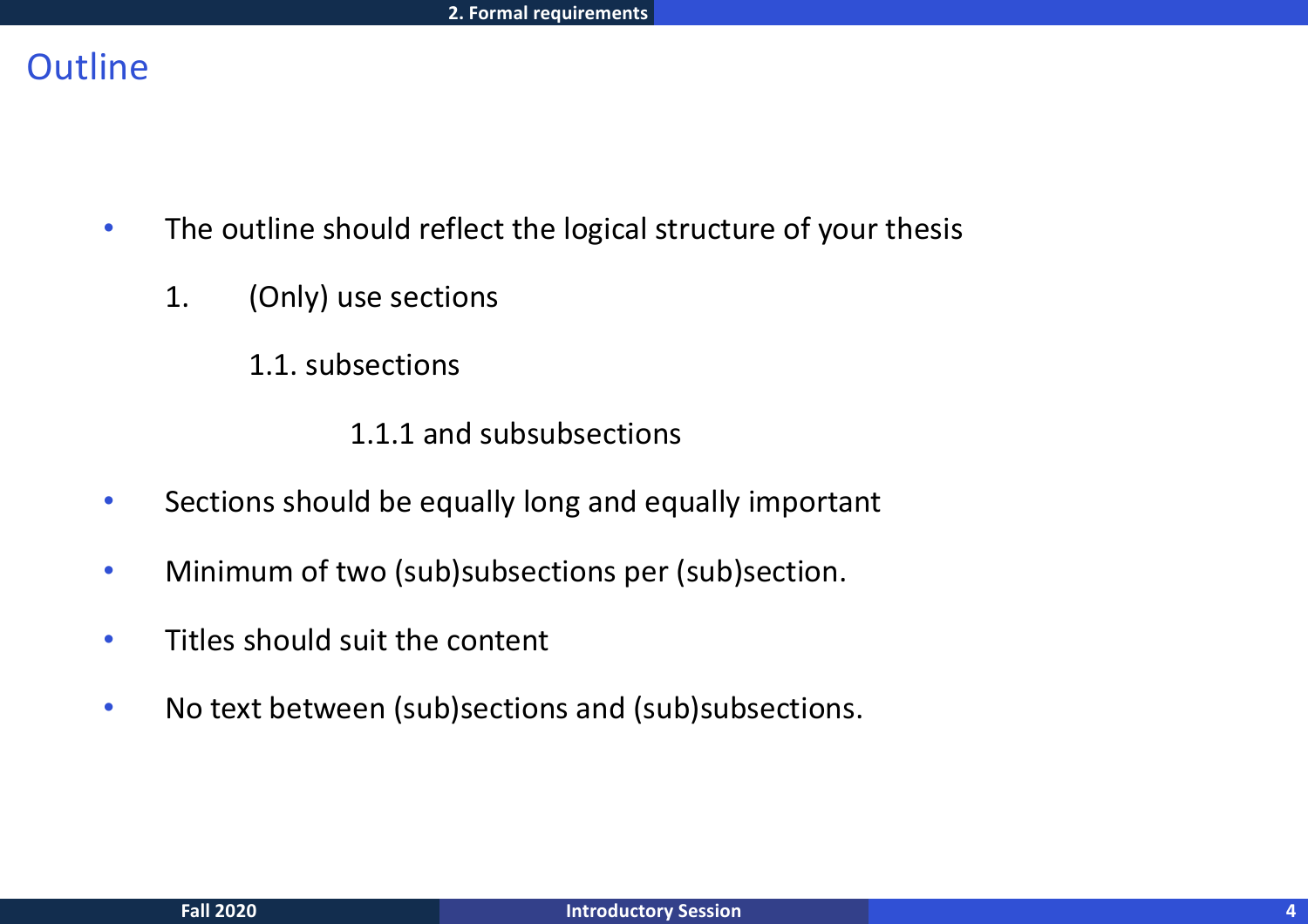# Outline

- The outline should reflect the logical structure of your thesis
  1. (Only) use sections
     1.1. subsections
        1.1.1 and subsubsections
- Sections should be equally long and equally important
- Minimum of two (sub)subsections per (sub)section.
- Titles should suit the content
- No text between (sub)sections and (sub)subsections.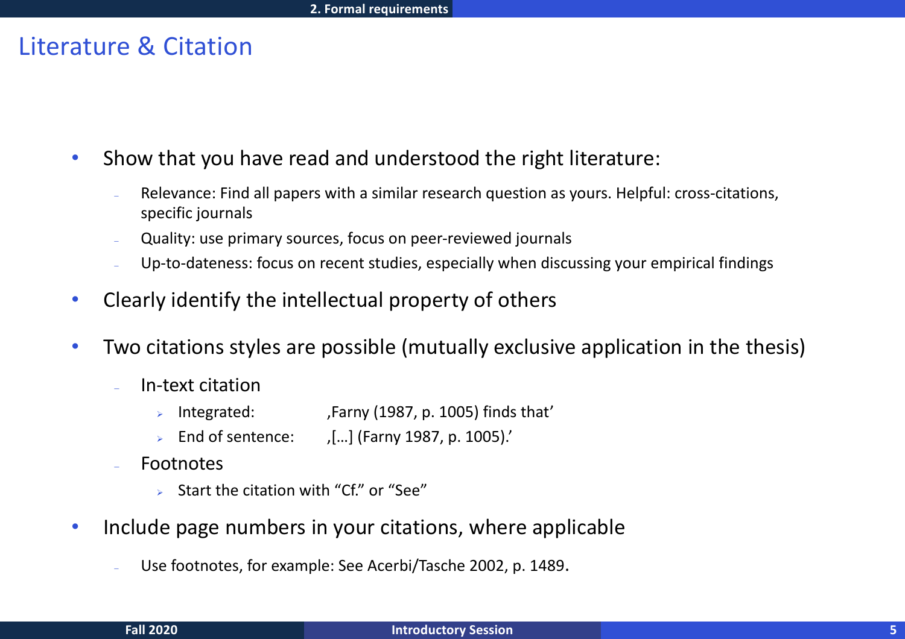# Literature & Citation

- Show that you have read and understood the right literature:
  - Relevance: Find all papers with a similar research question as yours. Helpful: cross-citations, specific journals
  - Quality: use primary sources, focus on peer-reviewed journals
  - Up-to-dateness: focus on recent studies, especially when discussing your empirical findings
- Clearly identify the intellectual property of others
- Two citations styles are possible (mutually exclusive application in the thesis)
  - In-text citation
    - Integrated: ‚Farny (1987, p. 1005) finds that'
    - End of sentence: ‚[…] (Farny 1987, p. 1005).'
  - Footnotes
    - Start the citation with "Cf." or "See"
- Include page numbers in your citations, where applicable
  - Use footnotes, for example: See Acerbi/Tasche 2002, p. 1489.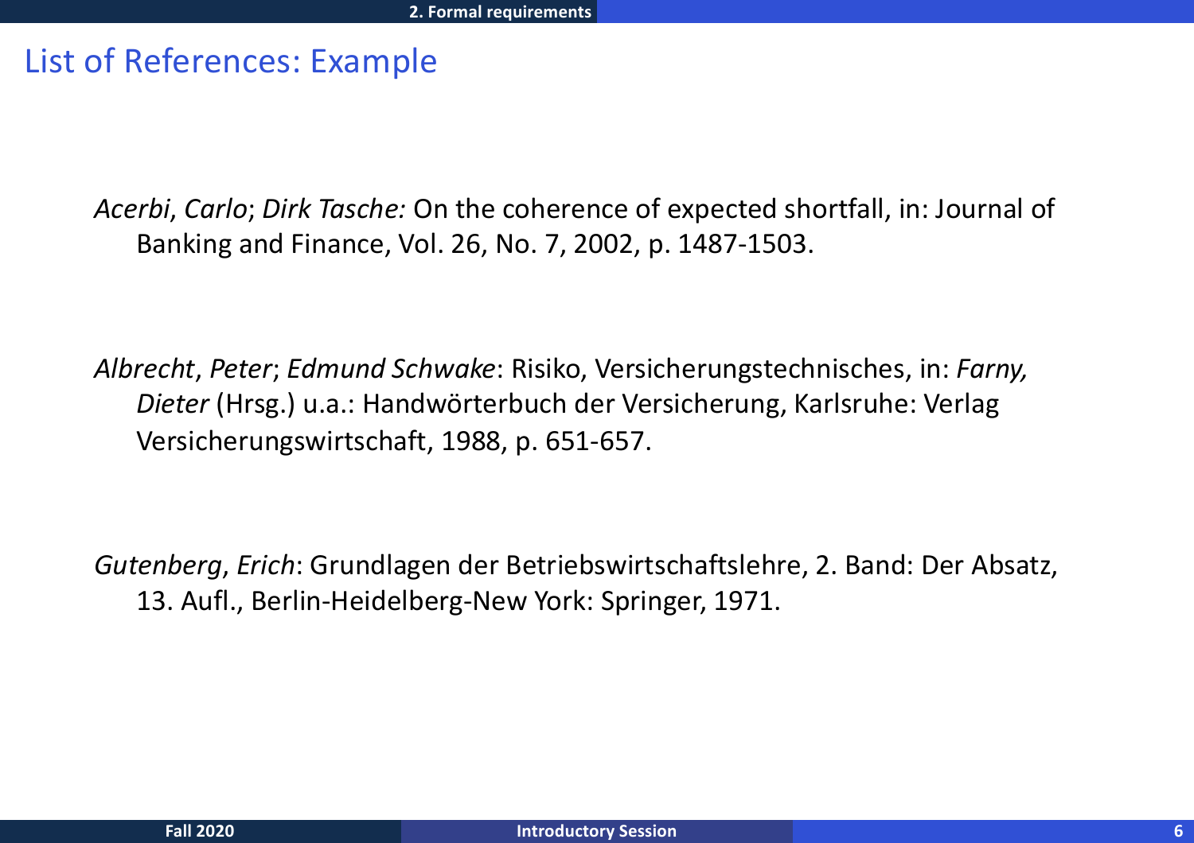# List of References: Example

*Acerbi*, *Carlo*; *Dirk Tasche:* On the coherence of expected shortfall, in: Journal of Banking and Finance, Vol. 26, No. 7, 2002, p. 1487-1503.

*Albrecht*, *Peter*; *Edmund Schwake*: Risiko, Versicherungstechnisches, in: *Farny, Dieter* (Hrsg.) u.a.: Handwörterbuch der Versicherung, Karlsruhe: Verlag Versicherungswirtschaft, 1988, p. 651-657.

*Gutenberg*, *Erich*: Grundlagen der Betriebswirtschaftslehre, 2. Band: Der Absatz, 13. Aufl., Berlin-Heidelberg-New York: Springer, 1971.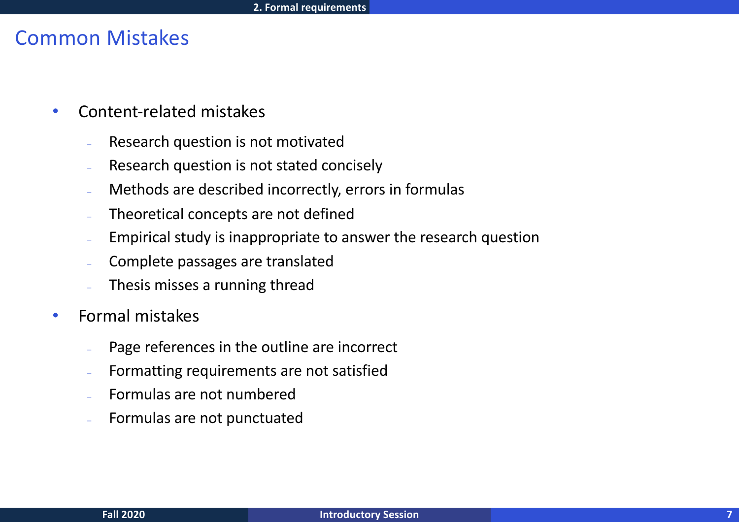# Common Mistakes

- Content-related mistakes
  - Research question is not motivated
  - Research question is not stated concisely
  - Methods are described incorrectly, errors in formulas
  - Theoretical concepts are not defined
  - Empirical study is inappropriate to answer the research question
  - Complete passages are translated
  - Thesis misses a running thread
- Formal mistakes
  - Page references in the outline are incorrect
  - Formatting requirements are not satisfied
  - Formulas are not numbered
  - Formulas are not punctuated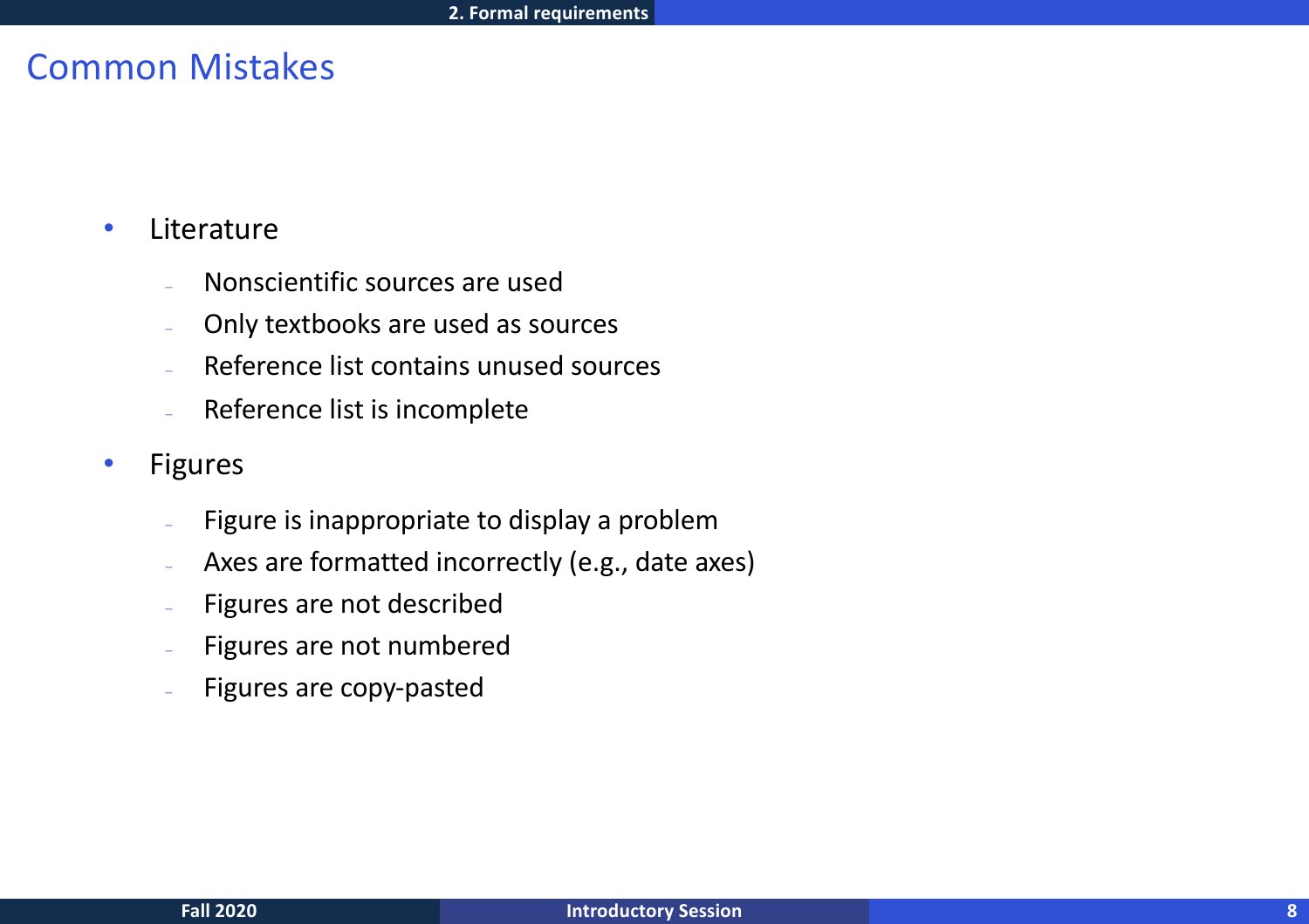## Common Mistakes

- Literature
  - Nonscientific sources are used
  - Only textbooks are used as sources
  - Reference list contains unused sources
  - Reference list is incomplete
- Figures
  - Figure is inappropriate to display a problem
  - Axes are formatted incorrectly (e.g., date axes)
  - Figures are not described
  - Figures are not numbered
  - Figures are copy-pasted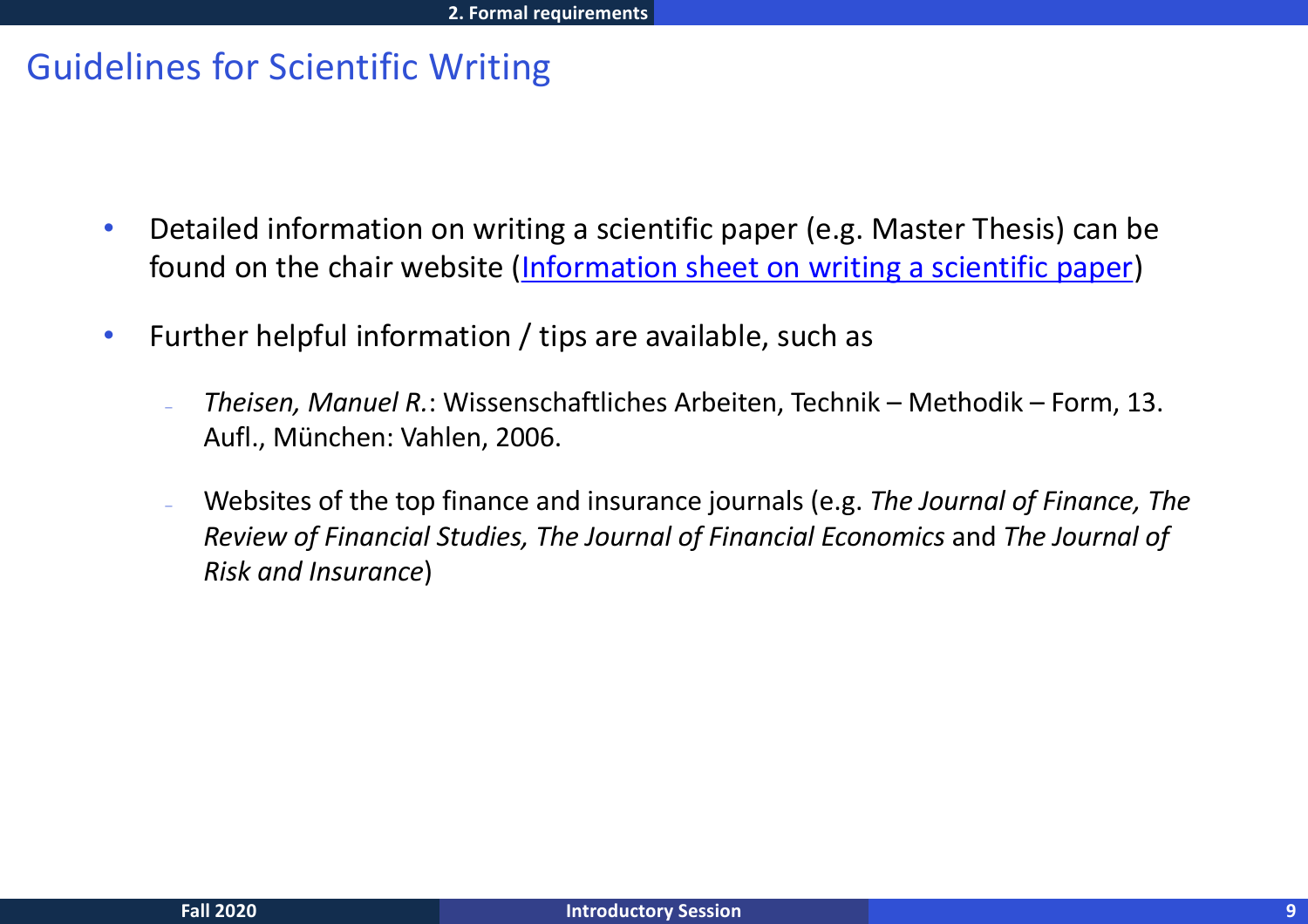# Guidelines for Scientific Writing

- Detailed information on writing a scientific paper (e.g. Master Thesis) can be found on the chair website (Information sheet on writing a scientific paper)
- Further helpful information / tips are available, such as
  - *Theisen, Manuel R.*: Wissenschaftliches Arbeiten, Technik – Methodik – Form, 13. Aufl., München: Vahlen, 2006.
  - Websites of the top finance and insurance journals (e.g. *The Journal of Finance, The Review of Financial Studies, The Journal of Financial Economics* and *The Journal of Risk and Insurance*)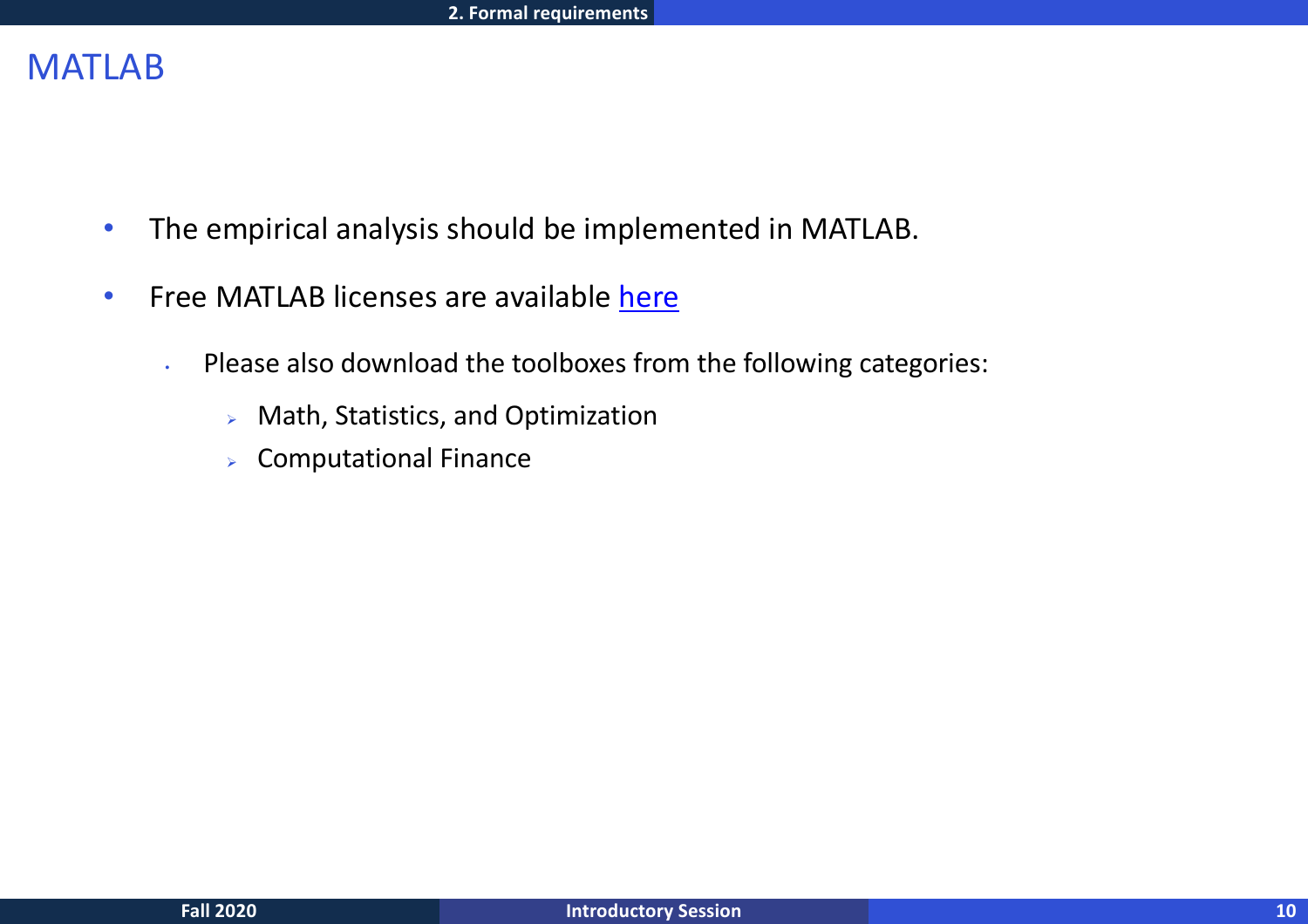# MATLAB

- The empirical analysis should be implemented in MATLAB.
- Free MATLAB licenses are available [here]
  - Please also download the toolboxes from the following categories:
    - Math, Statistics, and Optimization
    - Computational Finance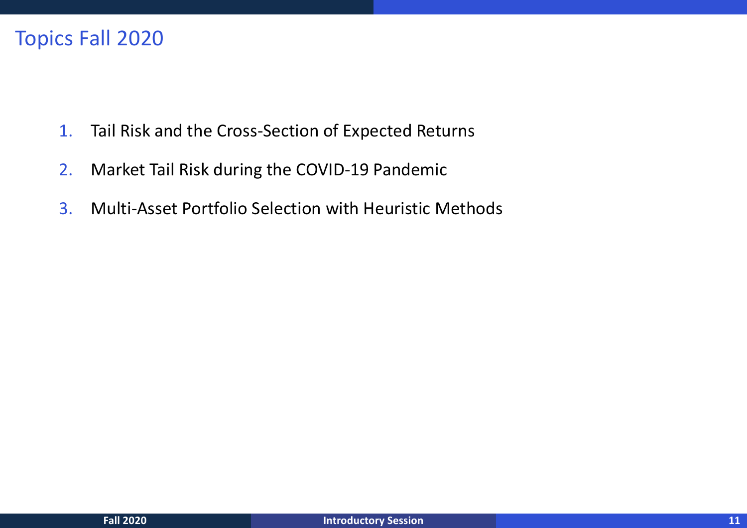# Topics Fall 2020

1. Tail Risk and the Cross-Section of Expected Returns
2. Market Tail Risk during the COVID-19 Pandemic
3. Multi-Asset Portfolio Selection with Heuristic Methods